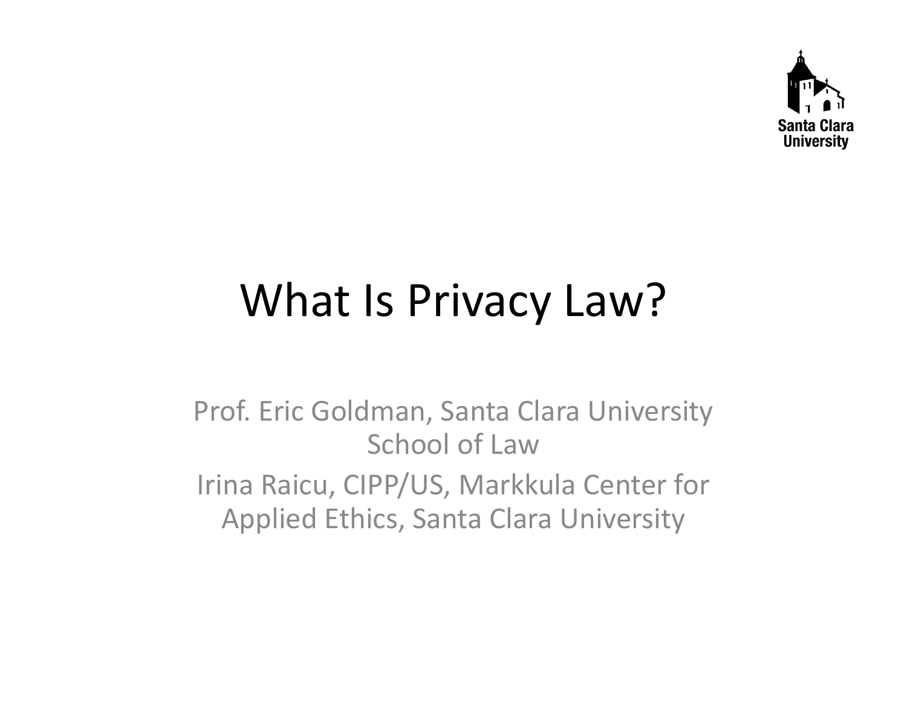Santa Clara University

# What Is Privacy Law?

Prof. Eric Goldman, Santa Clara University School of Law

Irina Raicu, CIPP/US, Markkula Center for Applied Ethics, Santa Clara University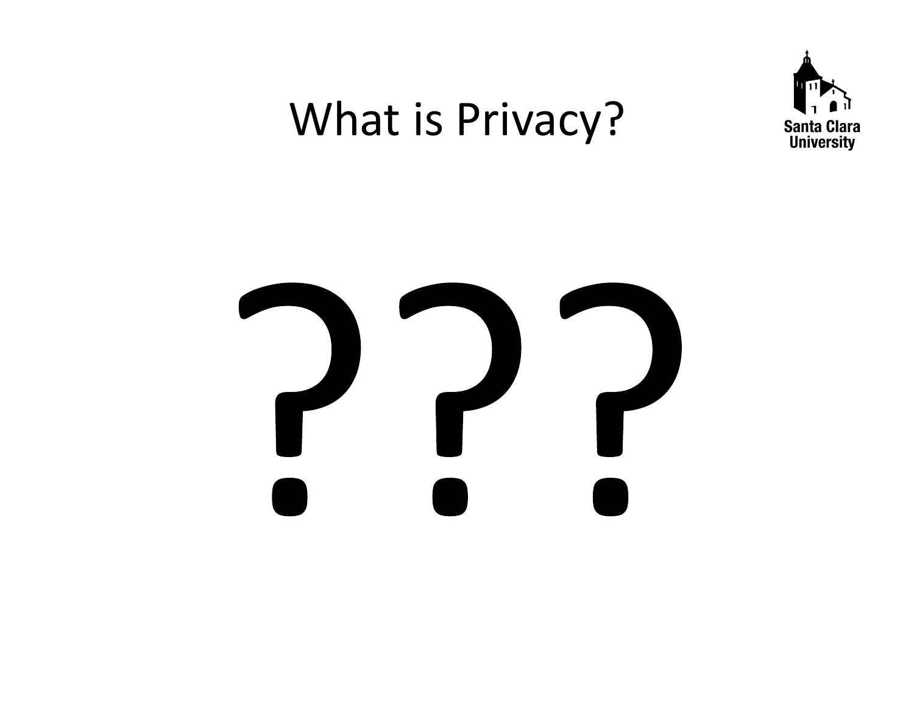# What is Privacy?

???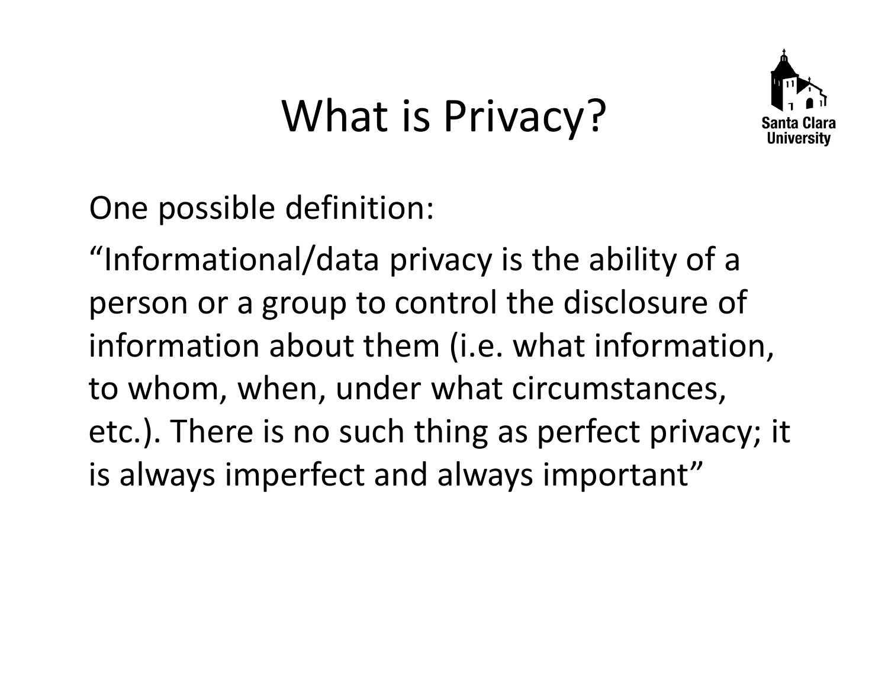# What is Privacy?

One possible definition:

"Informational/data privacy is the ability of a person or a group to control the disclosure of information about them (i.e. what information, to whom, when, under what circumstances, etc.). There is no such thing as perfect privacy; it is always imperfect and always important"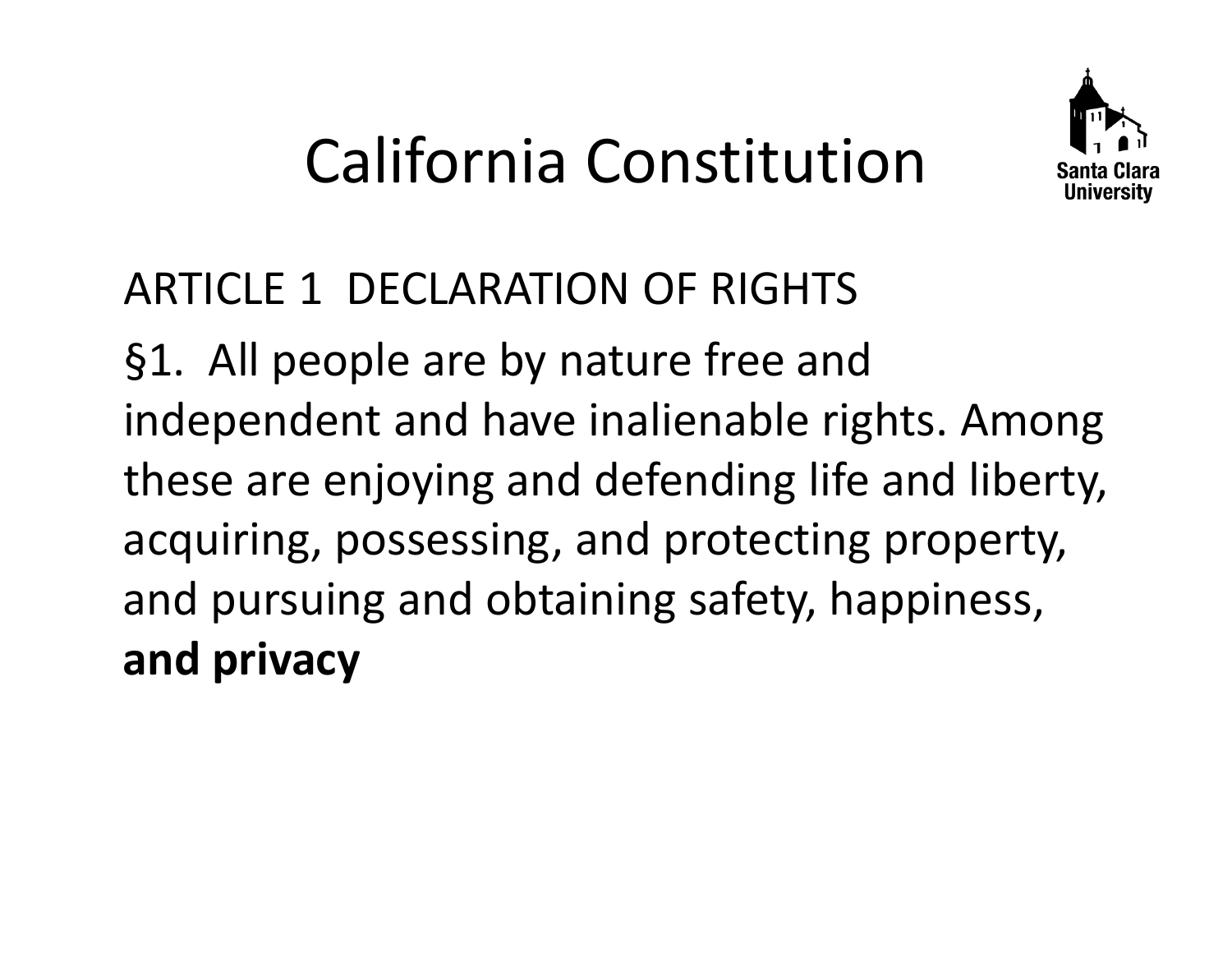# California Constitution

ARTICLE 1 DECLARATION OF RIGHTS

§1. All people are by nature free and independent and have inalienable rights. Among these are enjoying and defending life and liberty, acquiring, possessing, and protecting property, and pursuing and obtaining safety, happiness, **and privacy**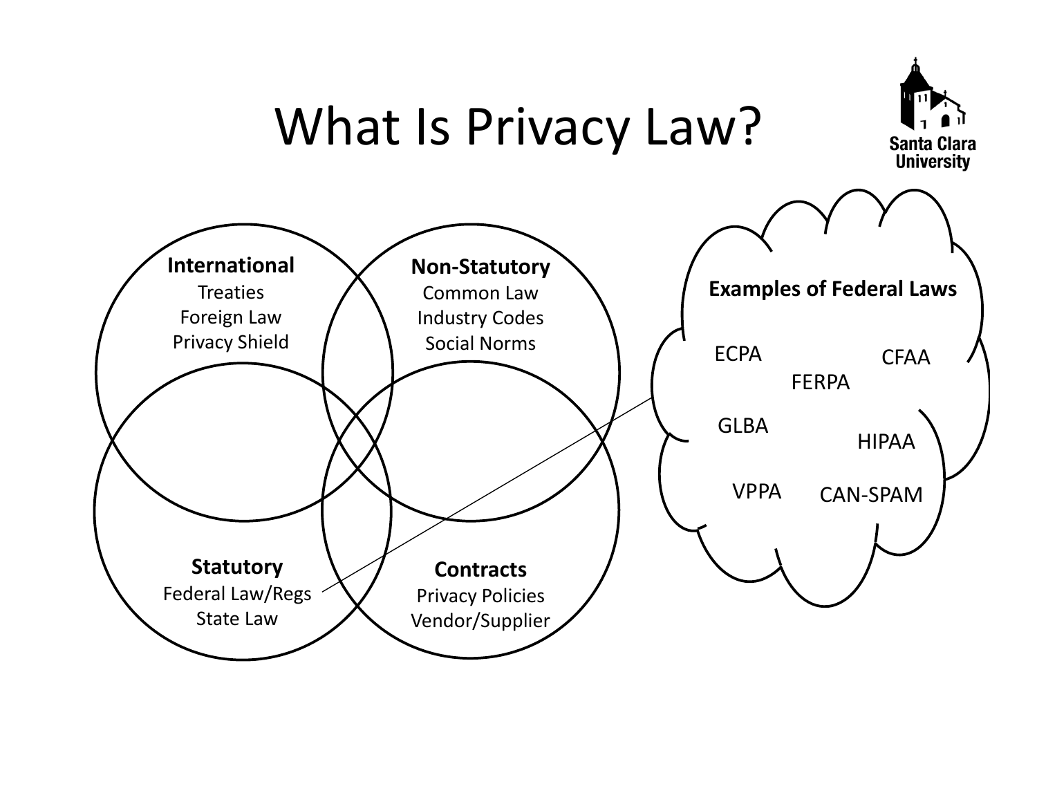# What Is Privacy Law?

**International**
Treaties
Foreign Law
Privacy Shield

**Non-Statutory**
Common Law
Industry Codes
Social Norms

**Statutory**
Federal Law/Regs
State Law

**Contracts**
Privacy Policies
Vendor/Supplier

**Examples of Federal Laws**

ECPA
CFAA
FERPA
GLBA
HIPAA
VPPA
CAN-SPAM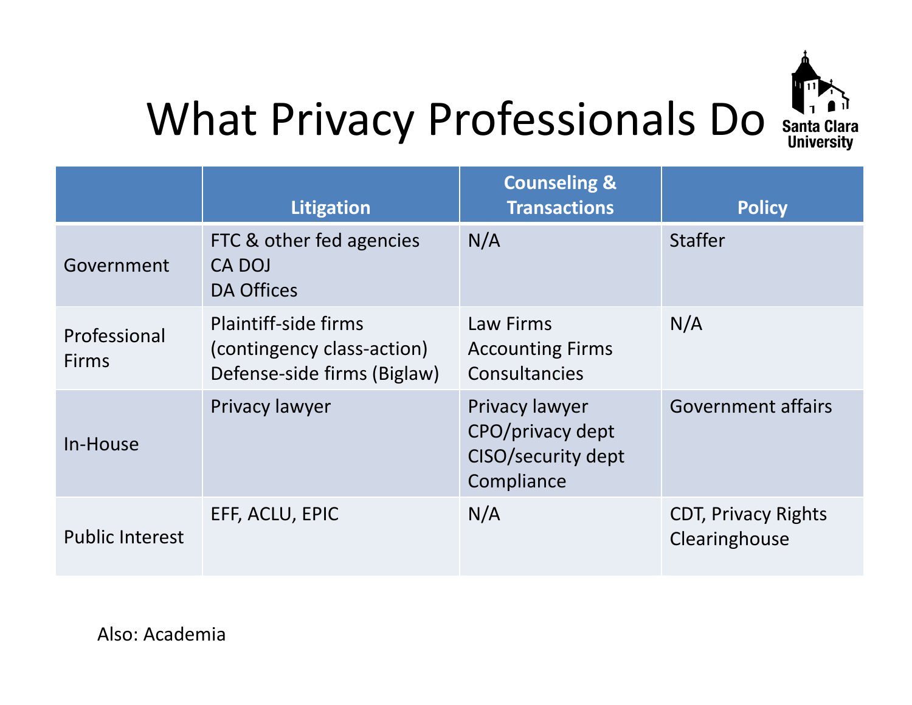# What Privacy Professionals Do

| | Litigation | Counseling & Transactions | Policy |
|---|---|---|---|
| Government | FTC & other fed agencies<br>CA DOJ<br>DA Offices | N/A | Staffer |
| Professional Firms | Plaintiff-side firms (contingency class-action)<br>Defense-side firms (Biglaw) | Law Firms<br>Accounting Firms<br>Consultancies | N/A |
| In-House | Privacy lawyer | Privacy lawyer<br>CPO/privacy dept<br>CISO/security dept<br>Compliance | Government affairs |
| Public Interest | EFF, ACLU, EPIC | N/A | CDT, Privacy Rights Clearinghouse |

Also: Academia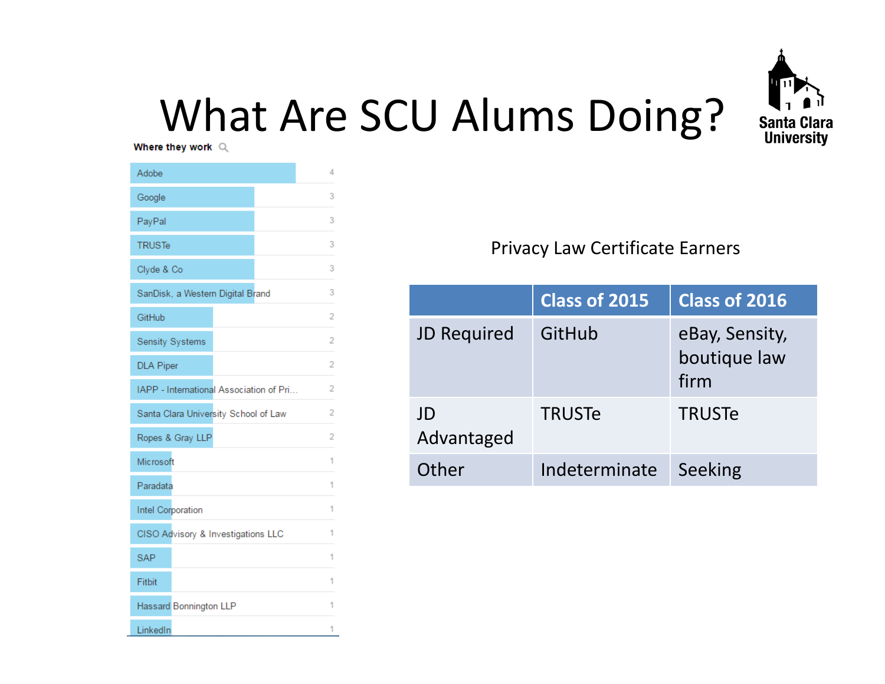# What Are SCU Alums Doing?

Santa Clara University

Where they work

Adobe 4
Google 3
PayPal 3
TRUSTe 3
Clyde & Co 3
SanDisk, a Western Digital Brand 3
GitHub 2
Sensity Systems 2
DLA Piper 2
IAPP - International Association of Pri... 2
Santa Clara University School of Law 2
Ropes & Gray LLP 2
Microsoft 1
Paradata 1
Intel Corporation 1
CISO Advisory & Investigations LLC 1
SAP 1
Fitbit 1
Hassard Bonnington LLP 1
LinkedIn 1

Privacy Law Certificate Earners

| | Class of 2015 | Class of 2016 |
| --- | --- | --- |
| JD Required | GitHub | eBay, Sensity, boutique law firm |
| JD Advantaged | TRUSTe | TRUSTe |
| Other | Indeterminate | Seeking |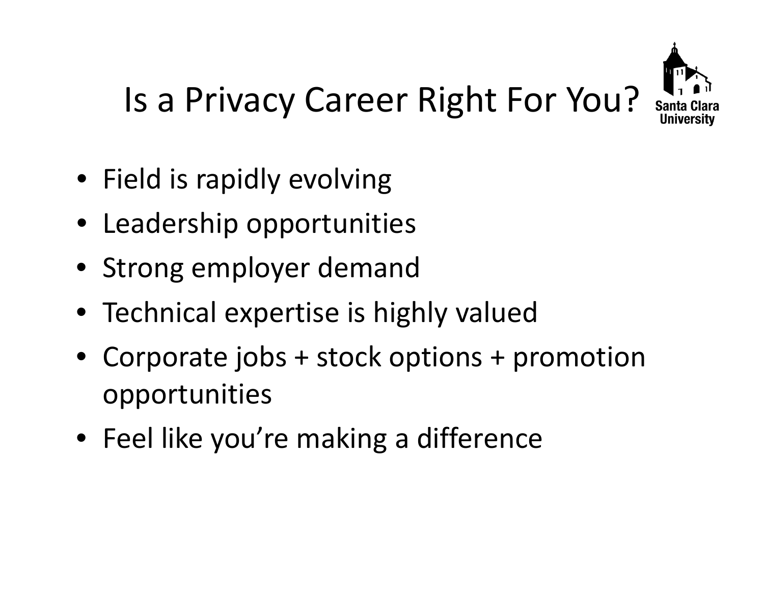# Is a Privacy Career Right For You?

Santa Clara University

- Field is rapidly evolving
- Leadership opportunities
- Strong employer demand
- Technical expertise is highly valued
- Corporate jobs + stock options + promotion opportunities
- Feel like you're making a difference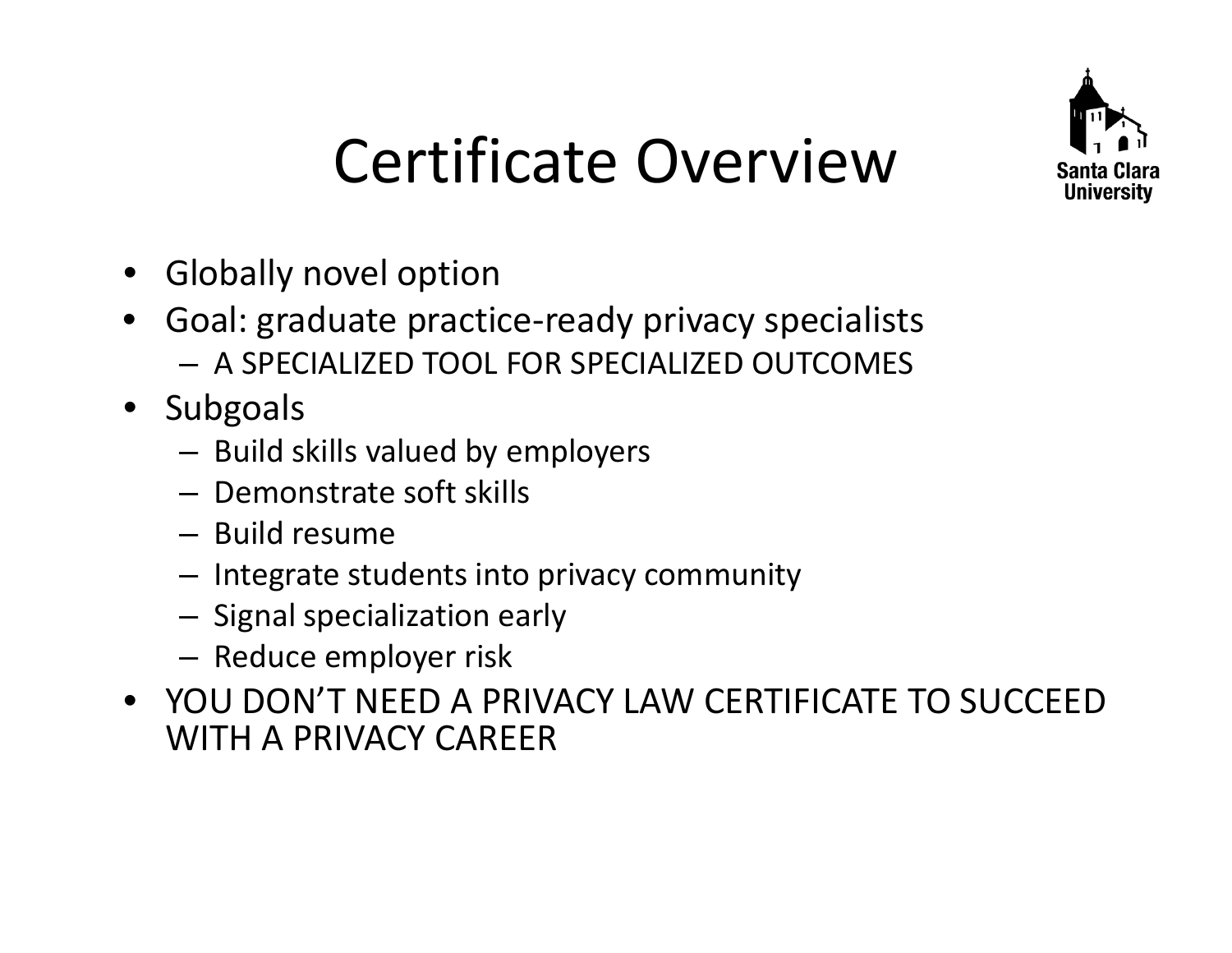# Certificate Overview

- Globally novel option
- Goal: graduate practice-ready privacy specialists
  - A SPECIALIZED TOOL FOR SPECIALIZED OUTCOMES
- Subgoals
  - Build skills valued by employers
  - Demonstrate soft skills
  - Build resume
  - Integrate students into privacy community
  - Signal specialization early
  - Reduce employer risk
- YOU DON'T NEED A PRIVACY LAW CERTIFICATE TO SUCCEED WITH A PRIVACY CAREER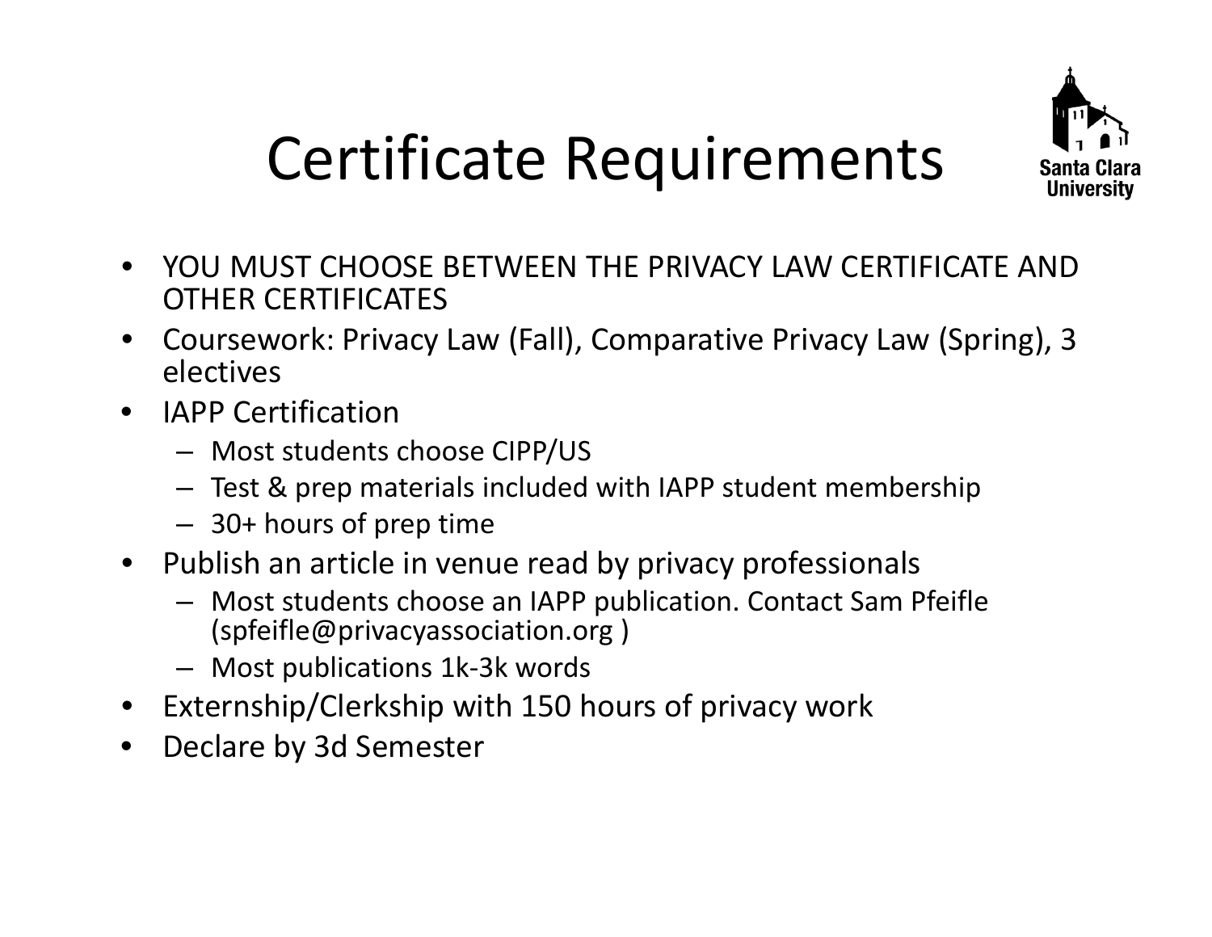# Certificate Requirements

Santa Clara University

- YOU MUST CHOOSE BETWEEN THE PRIVACY LAW CERTIFICATE AND OTHER CERTIFICATES
- Coursework: Privacy Law (Fall), Comparative Privacy Law (Spring), 3 electives
- IAPP Certification
  - Most students choose CIPP/US
  - Test & prep materials included with IAPP student membership
  - 30+ hours of prep time
- Publish an article in venue read by privacy professionals
  - Most students choose an IAPP publication. Contact Sam Pfeifle (spfeifle@privacyassociation.org )
  - Most publications 1k-3k words
- Externship/Clerkship with 150 hours of privacy work
- Declare by 3d Semester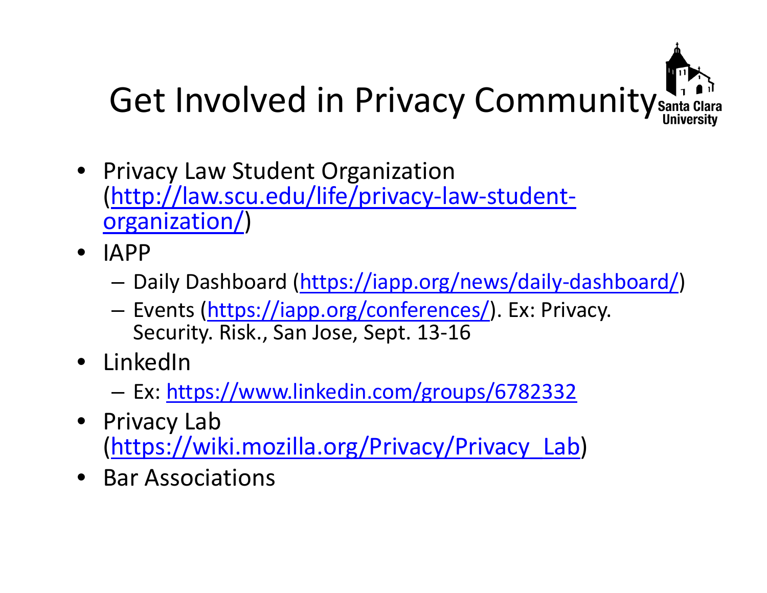# Get Involved in Privacy Community

- Privacy Law Student Organization (http://law.scu.edu/life/privacy-law-student-organization/)
- IAPP
  - Daily Dashboard (https://iapp.org/news/daily-dashboard/)
  - Events (https://iapp.org/conferences/). Ex: Privacy. Security. Risk., San Jose, Sept. 13-16
- LinkedIn
  - Ex: https://www.linkedin.com/groups/6782332
- Privacy Lab (https://wiki.mozilla.org/Privacy/Privacy_Lab)
- Bar Associations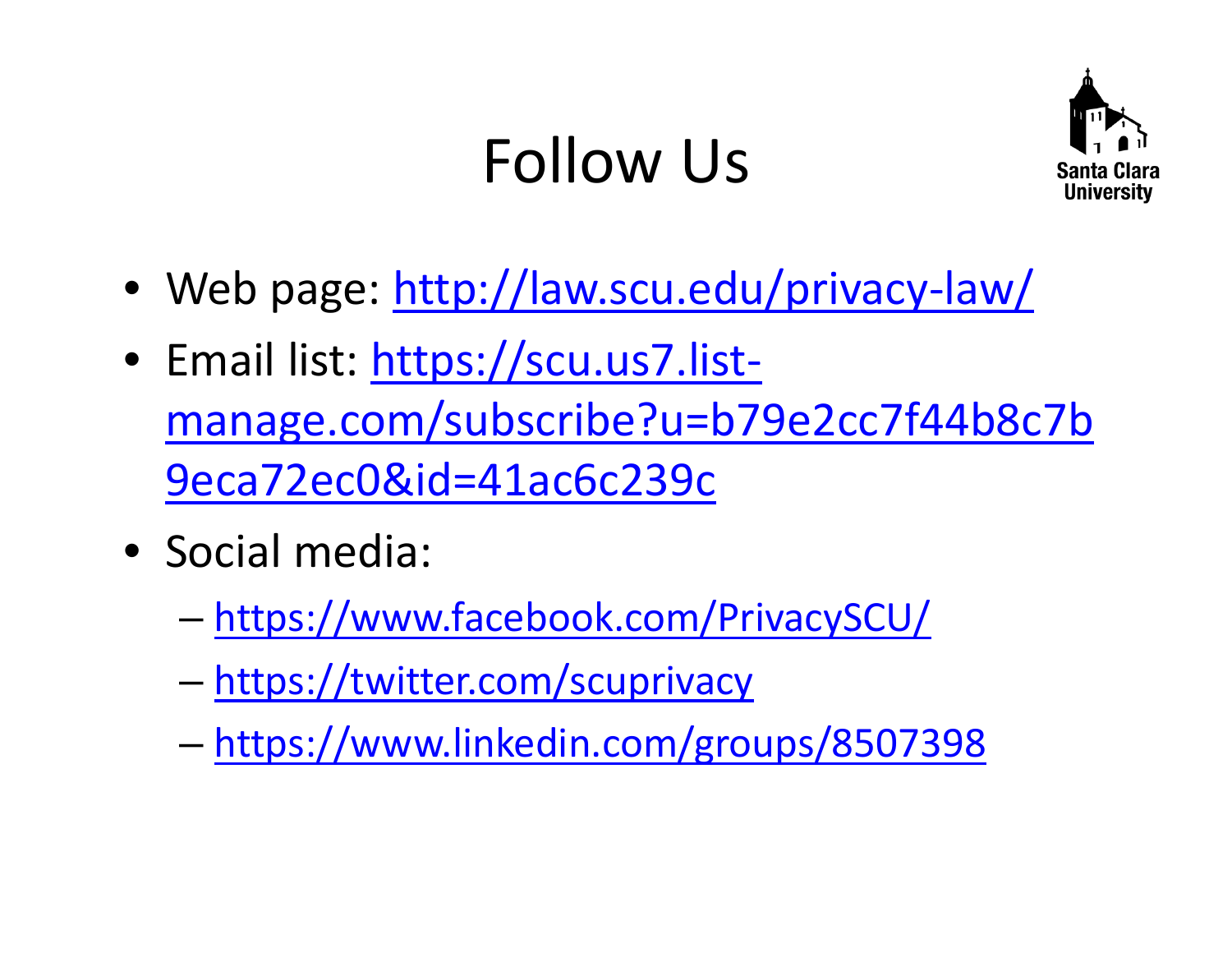# Follow Us

Santa Clara University

- Web page: http://law.scu.edu/privacy-law/
- Email list: https://scu.us7.list-manage.com/subscribe?u=b79e2cc7f44b8c7b9eca72ec0&id=41ac6c239c
- Social media:
  - https://www.facebook.com/PrivacySCU/
  - https://twitter.com/scuprivacy
  - https://www.linkedin.com/groups/8507398